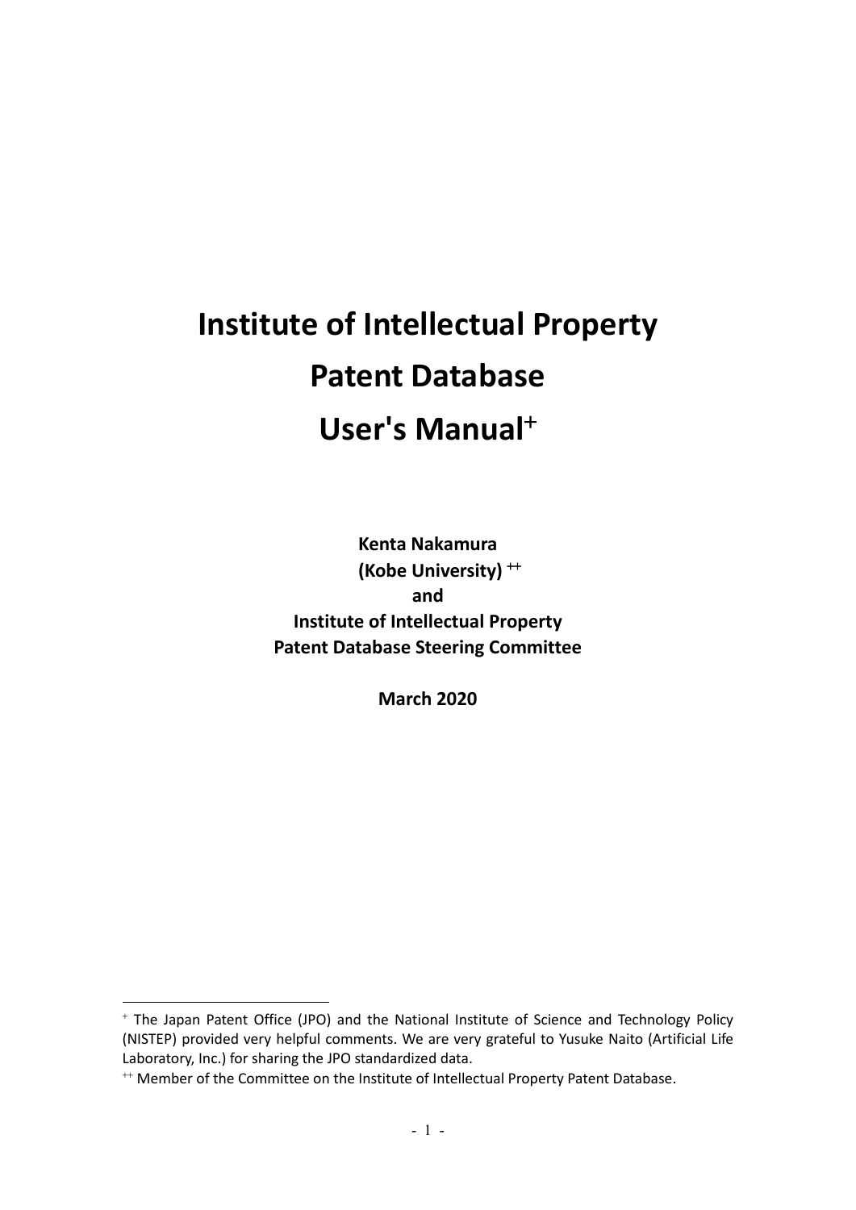# Institute of Intellectual Property Patent Database User's Manual[+]

**Kenta Nakamura**
**(Kobe University)** [++]
**and**
**Institute of Intellectual Property**
**Patent Database Steering Committee**

**March 2020**

---

[+] The Japan Patent Office (JPO) and the National Institute of Science and Technology Policy (NISTEP) provided very helpful comments. We are very grateful to Yusuke Naito (Artificial Life Laboratory, Inc.) for sharing the JPO standardized data.

[++] Member of the Committee on the Institute of Intellectual Property Patent Database.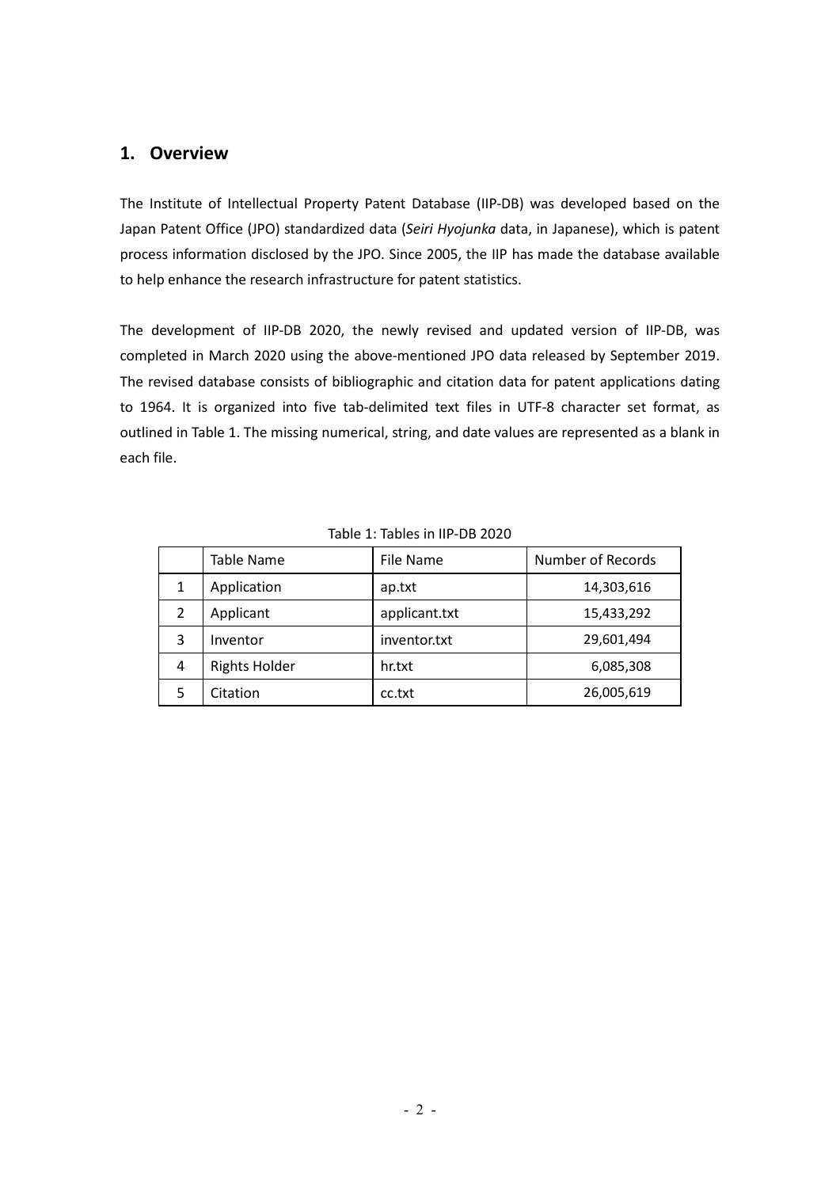## 1. Overview

The Institute of Intellectual Property Patent Database (IIP-DB) was developed based on the Japan Patent Office (JPO) standardized data (*Seiri Hyojunka* data, in Japanese), which is patent process information disclosed by the JPO. Since 2005, the IIP has made the database available to help enhance the research infrastructure for patent statistics.

The development of IIP-DB 2020, the newly revised and updated version of IIP-DB, was completed in March 2020 using the above-mentioned JPO data released by September 2019. The revised database consists of bibliographic and citation data for patent applications dating to 1964. It is organized into five tab-delimited text files in UTF-8 character set format, as outlined in Table 1. The missing numerical, string, and date values are represented as a blank in each file.

Table 1: Tables in IIP-DB 2020

| | Table Name | File Name | Number of Records |
|---|---|---|---|
| 1 | Application | ap.txt | 14,303,616 |
| 2 | Applicant | applicant.txt | 15,433,292 |
| 3 | Inventor | inventor.txt | 29,601,494 |
| 4 | Rights Holder | hr.txt | 6,085,308 |
| 5 | Citation | cc.txt | 26,005,619 |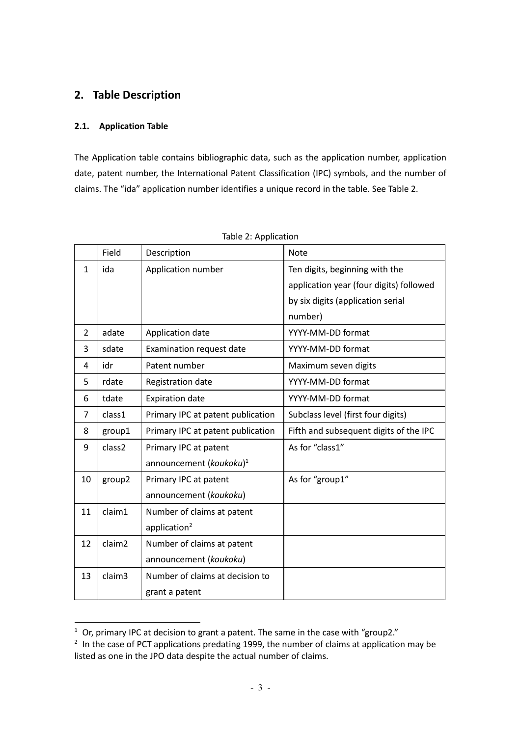## 2. Table Description

### 2.1. Application Table

The Application table contains bibliographic data, such as the application number, application date, patent number, the International Patent Classification (IPC) symbols, and the number of claims. The "ida" application number identifies a unique record in the table. See Table 2.

Table 2: Application

| | Field | Description | Note |
|---|---|---|---|
| 1 | ida | Application number | Ten digits, beginning with the application year (four digits) followed by six digits (application serial number) |
| 2 | adate | Application date | YYYY-MM-DD format |
| 3 | sdate | Examination request date | YYYY-MM-DD format |
| 4 | idr | Patent number | Maximum seven digits |
| 5 | rdate | Registration date | YYYY-MM-DD format |
| 6 | tdate | Expiration date | YYYY-MM-DD format |
| 7 | class1 | Primary IPC at patent publication | Subclass level (first four digits) |
| 8 | group1 | Primary IPC at patent publication | Fifth and subsequent digits of the IPC |
| 9 | class2 | Primary IPC at patent announcement (*koukoku*)[1] | As for "class1" |
| 10 | group2 | Primary IPC at patent announcement (*koukoku*) | As for "group1" |
| 11 | claim1 | Number of claims at patent application[2] | |
| 12 | claim2 | Number of claims at patent announcement (*koukoku*) | |
| 13 | claim3 | Number of claims at decision to grant a patent | |

[1] Or, primary IPC at decision to grant a patent. The same in the case with "group2."

[2] In the case of PCT applications predating 1999, the number of claims at application may be listed as one in the JPO data despite the actual number of claims.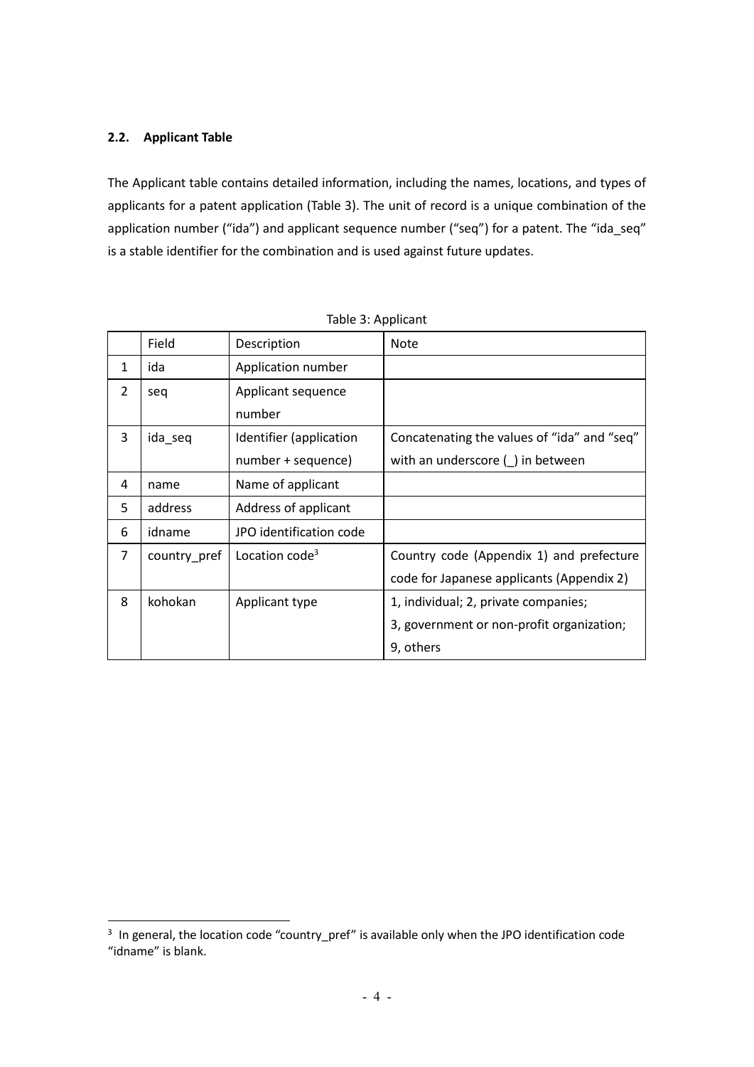### 2.2. Applicant Table

The Applicant table contains detailed information, including the names, locations, and types of applicants for a patent application (Table 3). The unit of record is a unique combination of the application number ("ida") and applicant sequence number ("seq") for a patent. The "ida_seq" is a stable identifier for the combination and is used against future updates.

Table 3: Applicant

| | Field | Description | Note |
|---|---|---|---|
| 1 | ida | Application number | |
| 2 | seq | Applicant sequence number | |
| 3 | ida_seq | Identifier (application number + sequence) | Concatenating the values of "ida" and "seq" with an underscore (_) in between |
| 4 | name | Name of applicant | |
| 5 | address | Address of applicant | |
| 6 | idname | JPO identification code | |
| 7 | country_pref | Location code[3] | Country code (Appendix 1) and prefecture code for Japanese applicants (Appendix 2) |
| 8 | kohokan | Applicant type | 1, individual; 2, private companies; 3, government or non-profit organization; 9, others |

[3] In general, the location code "country_pref" is available only when the JPO identification code "idname" is blank.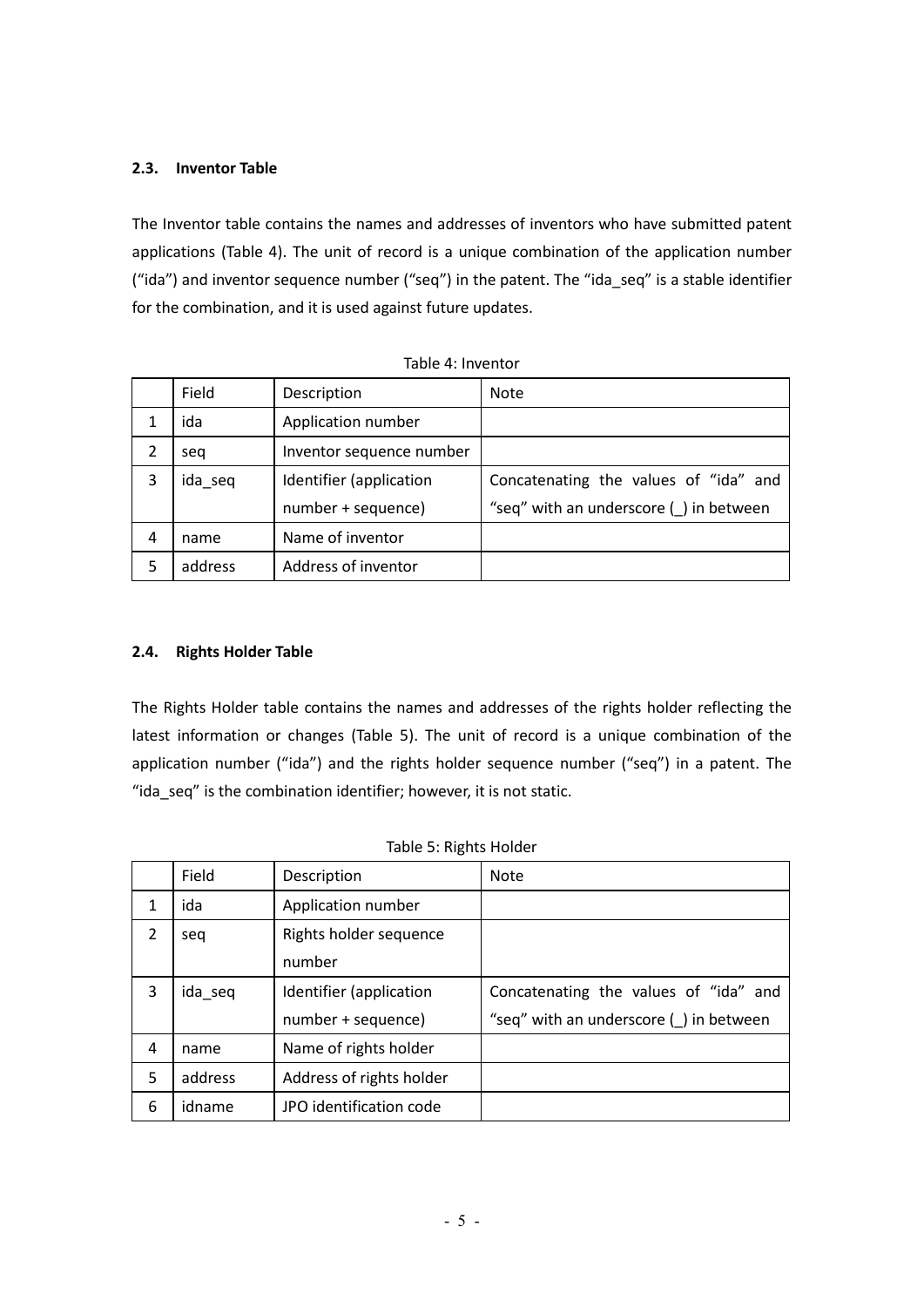### 2.3. Inventor Table

The Inventor table contains the names and addresses of inventors who have submitted patent applications (Table 4). The unit of record is a unique combination of the application number ("ida") and inventor sequence number ("seq") in the patent. The "ida_seq" is a stable identifier for the combination, and it is used against future updates.

Table 4: Inventor

| | Field | Description | Note |
|---|---|---|---|
| 1 | ida | Application number | |
| 2 | seq | Inventor sequence number | |
| 3 | ida_seq | Identifier (application number + sequence) | Concatenating the values of "ida" and "seq" with an underscore (_) in between |
| 4 | name | Name of inventor | |
| 5 | address | Address of inventor | |

### 2.4. Rights Holder Table

The Rights Holder table contains the names and addresses of the rights holder reflecting the latest information or changes (Table 5). The unit of record is a unique combination of the application number ("ida") and the rights holder sequence number ("seq") in a patent. The "ida_seq" is the combination identifier; however, it is not static.

Table 5: Rights Holder

| | Field | Description | Note |
|---|---|---|---|
| 1 | ida | Application number | |
| 2 | seq | Rights holder sequence number | |
| 3 | ida_seq | Identifier (application number + sequence) | Concatenating the values of "ida" and "seq" with an underscore (_) in between |
| 4 | name | Name of rights holder | |
| 5 | address | Address of rights holder | |
| 6 | idname | JPO identification code | |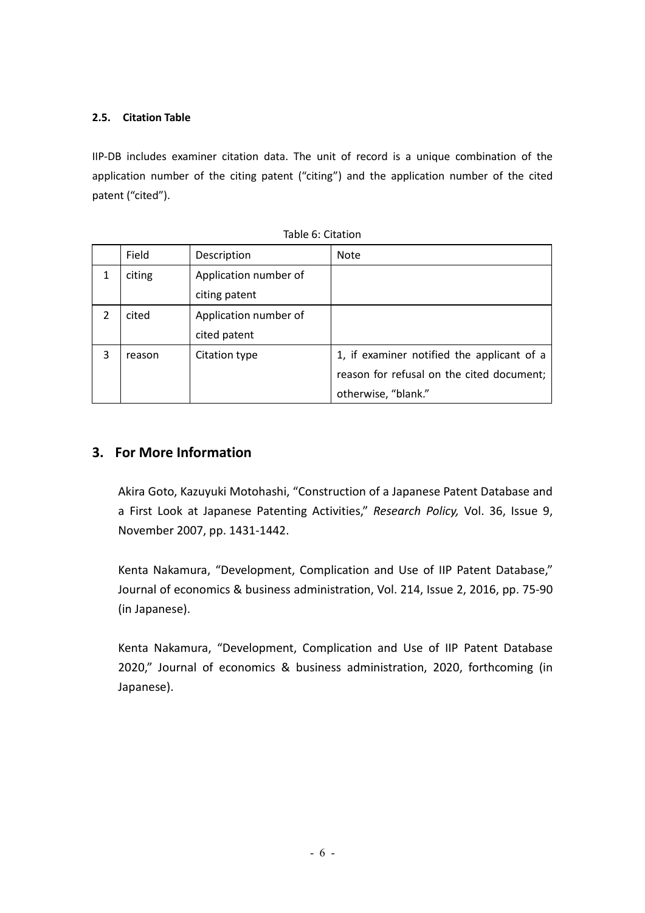### 2.5. Citation Table

IIP-DB includes examiner citation data. The unit of record is a unique combination of the application number of the citing patent ("citing") and the application number of the cited patent ("cited").

Table 6: Citation

| | Field | Description | Note |
|---|---|---|---|
| 1 | citing | Application number of citing patent | |
| 2 | cited | Application number of cited patent | |
| 3 | reason | Citation type | 1, if examiner notified the applicant of a reason for refusal on the cited document; otherwise, "blank." |

## 3. For More Information

Akira Goto, Kazuyuki Motohashi, "Construction of a Japanese Patent Database and a First Look at Japanese Patenting Activities," *Research Policy,* Vol. 36, Issue 9, November 2007, pp. 1431-1442.

Kenta Nakamura, "Development, Complication and Use of IIP Patent Database," Journal of economics & business administration, Vol. 214, Issue 2, 2016, pp. 75-90 (in Japanese).

Kenta Nakamura, "Development, Complication and Use of IIP Patent Database 2020," Journal of economics & business administration, 2020, forthcoming (in Japanese).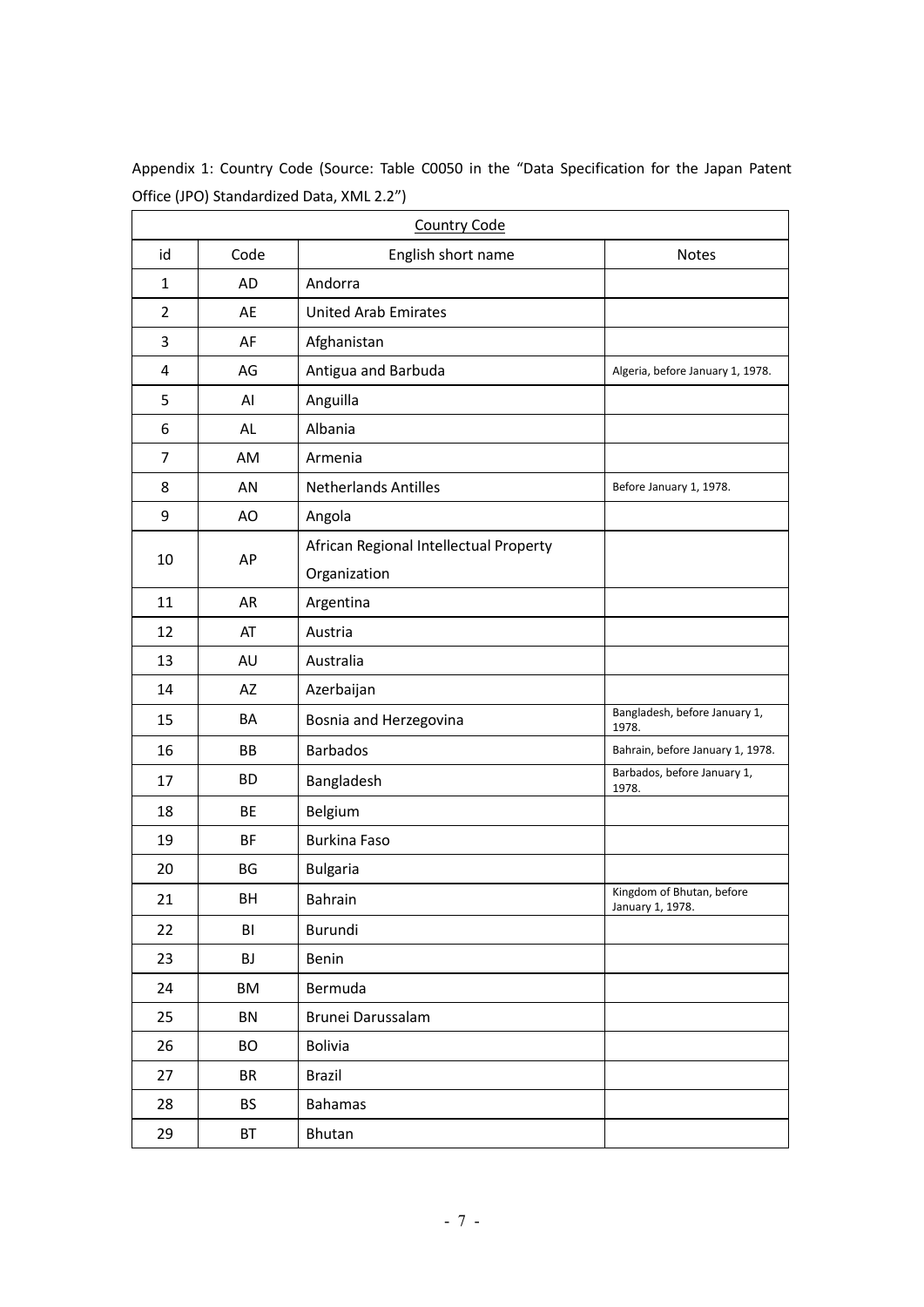Appendix 1: Country Code (Source: Table C0050 in the "Data Specification for the Japan Patent Office (JPO) Standardized Data, XML 2.2")

| Country Code | | | |
|---|---|---|---|
| id | Code | English short name | Notes |
| 1 | AD | Andorra | |
| 2 | AE | United Arab Emirates | |
| 3 | AF | Afghanistan | |
| 4 | AG | Antigua and Barbuda | Algeria, before January 1, 1978. |
| 5 | AI | Anguilla | |
| 6 | AL | Albania | |
| 7 | AM | Armenia | |
| 8 | AN | Netherlands Antilles | Before January 1, 1978. |
| 9 | AO | Angola | |
| 10 | AP | African Regional Intellectual Property Organization | |
| 11 | AR | Argentina | |
| 12 | AT | Austria | |
| 13 | AU | Australia | |
| 14 | AZ | Azerbaijan | |
| 15 | BA | Bosnia and Herzegovina | Bangladesh, before January 1, 1978. |
| 16 | BB | Barbados | Bahrain, before January 1, 1978. |
| 17 | BD | Bangladesh | Barbados, before January 1, 1978. |
| 18 | BE | Belgium | |
| 19 | BF | Burkina Faso | |
| 20 | BG | Bulgaria | |
| 21 | BH | Bahrain | Kingdom of Bhutan, before January 1, 1978. |
| 22 | BI | Burundi | |
| 23 | BJ | Benin | |
| 24 | BM | Bermuda | |
| 25 | BN | Brunei Darussalam | |
| 26 | BO | Bolivia | |
| 27 | BR | Brazil | |
| 28 | BS | Bahamas | |
| 29 | BT | Bhutan | |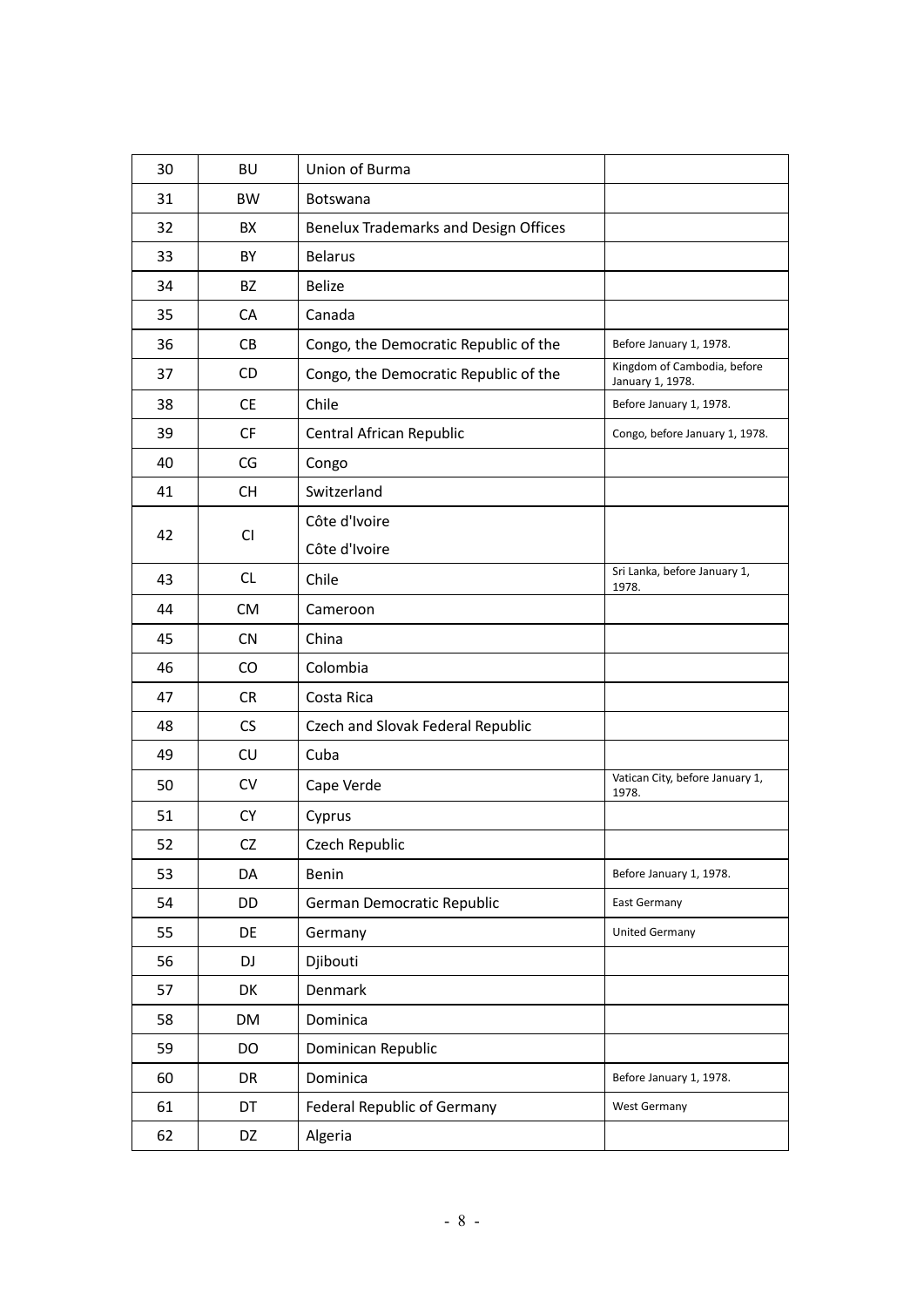| 30 | BU | Union of Burma | |
|---|---|---|---|
| 31 | BW | Botswana | |
| 32 | BX | Benelux Trademarks and Design Offices | |
| 33 | BY | Belarus | |
| 34 | BZ | Belize | |
| 35 | CA | Canada | |
| 36 | CB | Congo, the Democratic Republic of the | Before January 1, 1978. |
| 37 | CD | Congo, the Democratic Republic of the | Kingdom of Cambodia, before January 1, 1978. |
| 38 | CE | Chile | Before January 1, 1978. |
| 39 | CF | Central African Republic | Congo, before January 1, 1978. |
| 40 | CG | Congo | |
| 41 | CH | Switzerland | |
| 42 | CI | Côte d'Ivoire<br>Côte d'Ivoire | |
| 43 | CL | Chile | Sri Lanka, before January 1, 1978. |
| 44 | CM | Cameroon | |
| 45 | CN | China | |
| 46 | CO | Colombia | |
| 47 | CR | Costa Rica | |
| 48 | CS | Czech and Slovak Federal Republic | |
| 49 | CU | Cuba | |
| 50 | CV | Cape Verde | Vatican City, before January 1, 1978. |
| 51 | CY | Cyprus | |
| 52 | CZ | Czech Republic | |
| 53 | DA | Benin | Before January 1, 1978. |
| 54 | DD | German Democratic Republic | East Germany |
| 55 | DE | Germany | United Germany |
| 56 | DJ | Djibouti | |
| 57 | DK | Denmark | |
| 58 | DM | Dominica | |
| 59 | DO | Dominican Republic | |
| 60 | DR | Dominica | Before January 1, 1978. |
| 61 | DT | Federal Republic of Germany | West Germany |
| 62 | DZ | Algeria | |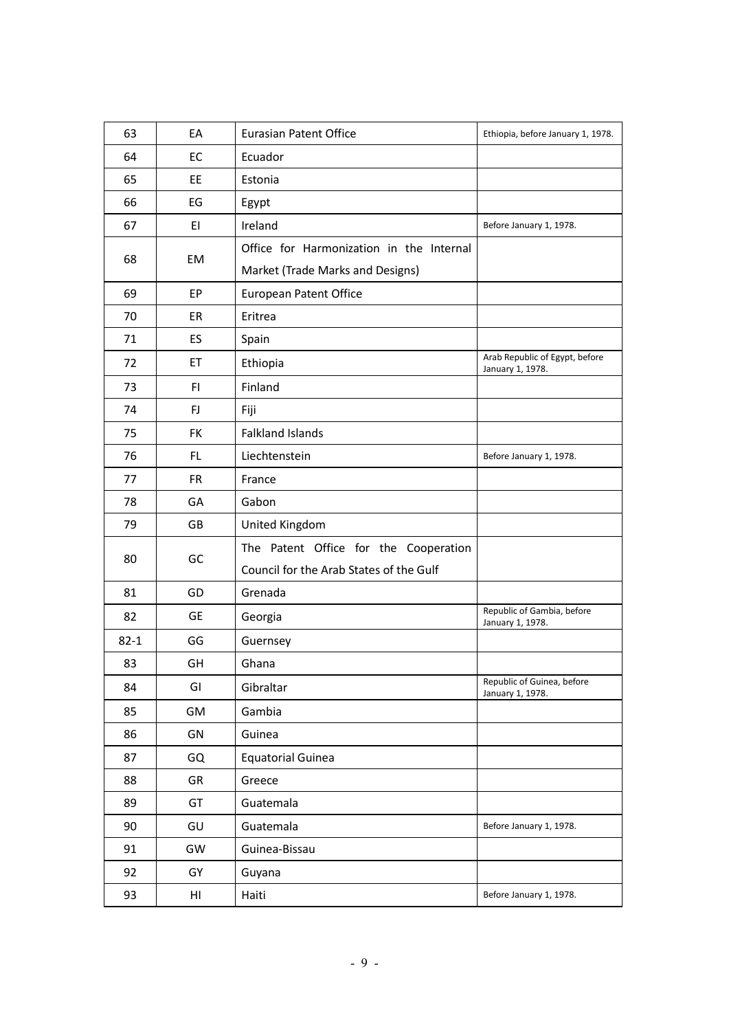| 63 | EA | Eurasian Patent Office | Ethiopia, before January 1, 1978. |
|---|---|---|---|
| 64 | EC | Ecuador | |
| 65 | EE | Estonia | |
| 66 | EG | Egypt | |
| 67 | EI | Ireland | Before January 1, 1978. |
| 68 | EM | Office for Harmonization in the Internal Market (Trade Marks and Designs) | |
| 69 | EP | European Patent Office | |
| 70 | ER | Eritrea | |
| 71 | ES | Spain | |
| 72 | ET | Ethiopia | Arab Republic of Egypt, before January 1, 1978. |
| 73 | FI | Finland | |
| 74 | FJ | Fiji | |
| 75 | FK | Falkland Islands | |
| 76 | FL | Liechtenstein | Before January 1, 1978. |
| 77 | FR | France | |
| 78 | GA | Gabon | |
| 79 | GB | United Kingdom | |
| 80 | GC | The Patent Office for the Cooperation Council for the Arab States of the Gulf | |
| 81 | GD | Grenada | |
| 82 | GE | Georgia | Republic of Gambia, before January 1, 1978. |
| 82-1 | GG | Guernsey | |
| 83 | GH | Ghana | |
| 84 | GI | Gibraltar | Republic of Guinea, before January 1, 1978. |
| 85 | GM | Gambia | |
| 86 | GN | Guinea | |
| 87 | GQ | Equatorial Guinea | |
| 88 | GR | Greece | |
| 89 | GT | Guatemala | |
| 90 | GU | Guatemala | Before January 1, 1978. |
| 91 | GW | Guinea-Bissau | |
| 92 | GY | Guyana | |
| 93 | HI | Haiti | Before January 1, 1978. |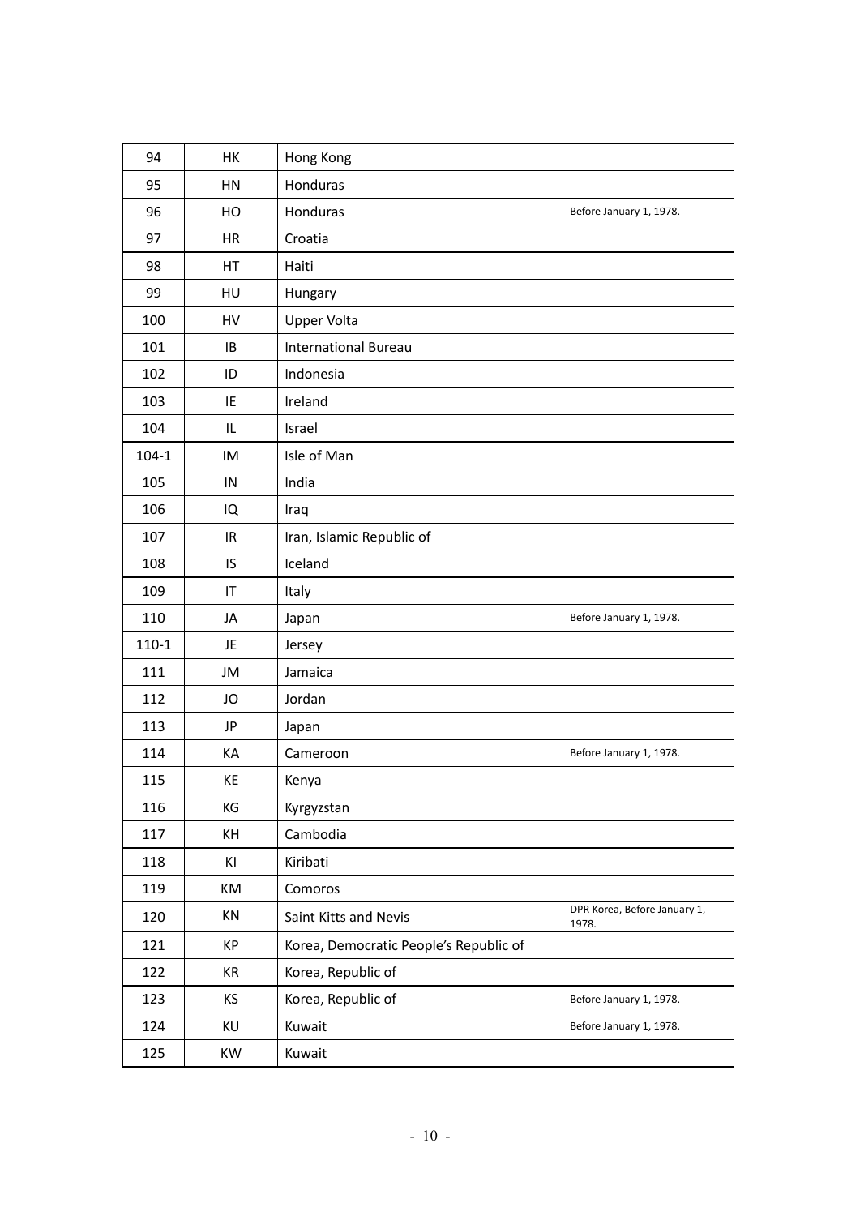| 94 | HK | Hong Kong | |
|---|---|---|---|
| 95 | HN | Honduras | |
| 96 | HO | Honduras | Before January 1, 1978. |
| 97 | HR | Croatia | |
| 98 | HT | Haiti | |
| 99 | HU | Hungary | |
| 100 | HV | Upper Volta | |
| 101 | IB | International Bureau | |
| 102 | ID | Indonesia | |
| 103 | IE | Ireland | |
| 104 | IL | Israel | |
| 104-1 | IM | Isle of Man | |
| 105 | IN | India | |
| 106 | IQ | Iraq | |
| 107 | IR | Iran, Islamic Republic of | |
| 108 | IS | Iceland | |
| 109 | IT | Italy | |
| 110 | JA | Japan | Before January 1, 1978. |
| 110-1 | JE | Jersey | |
| 111 | JM | Jamaica | |
| 112 | JO | Jordan | |
| 113 | JP | Japan | |
| 114 | KA | Cameroon | Before January 1, 1978. |
| 115 | KE | Kenya | |
| 116 | KG | Kyrgyzstan | |
| 117 | KH | Cambodia | |
| 118 | KI | Kiribati | |
| 119 | KM | Comoros | |
| 120 | KN | Saint Kitts and Nevis | DPR Korea, Before January 1, 1978. |
| 121 | KP | Korea, Democratic People's Republic of | |
| 122 | KR | Korea, Republic of | |
| 123 | KS | Korea, Republic of | Before January 1, 1978. |
| 124 | KU | Kuwait | Before January 1, 1978. |
| 125 | KW | Kuwait | |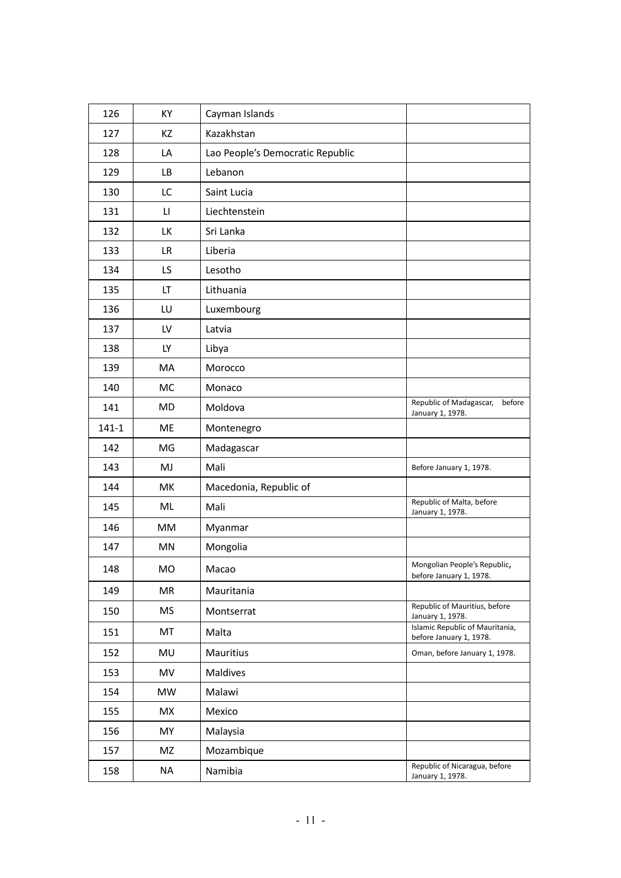| 126 | KY | Cayman Islands | |
|---|---|---|---|
| 127 | KZ | Kazakhstan | |
| 128 | LA | Lao People's Democratic Republic | |
| 129 | LB | Lebanon | |
| 130 | LC | Saint Lucia | |
| 131 | LI | Liechtenstein | |
| 132 | LK | Sri Lanka | |
| 133 | LR | Liberia | |
| 134 | LS | Lesotho | |
| 135 | LT | Lithuania | |
| 136 | LU | Luxembourg | |
| 137 | LV | Latvia | |
| 138 | LY | Libya | |
| 139 | MA | Morocco | |
| 140 | MC | Monaco | |
| 141 | MD | Moldova | Republic of Madagascar, before January 1, 1978. |
| 141-1 | ME | Montenegro | |
| 142 | MG | Madagascar | |
| 143 | MJ | Mali | Before January 1, 1978. |
| 144 | MK | Macedonia, Republic of | |
| 145 | ML | Mali | Republic of Malta, before January 1, 1978. |
| 146 | MM | Myanmar | |
| 147 | MN | Mongolia | |
| 148 | MO | Macao | Mongolian People's Republic, before January 1, 1978. |
| 149 | MR | Mauritania | |
| 150 | MS | Montserrat | Republic of Mauritius, before January 1, 1978. |
| 151 | MT | Malta | Islamic Republic of Mauritania, before January 1, 1978. |
| 152 | MU | Mauritius | Oman, before January 1, 1978. |
| 153 | MV | Maldives | |
| 154 | MW | Malawi | |
| 155 | MX | Mexico | |
| 156 | MY | Malaysia | |
| 157 | MZ | Mozambique | |
| 158 | NA | Namibia | Republic of Nicaragua, before January 1, 1978. |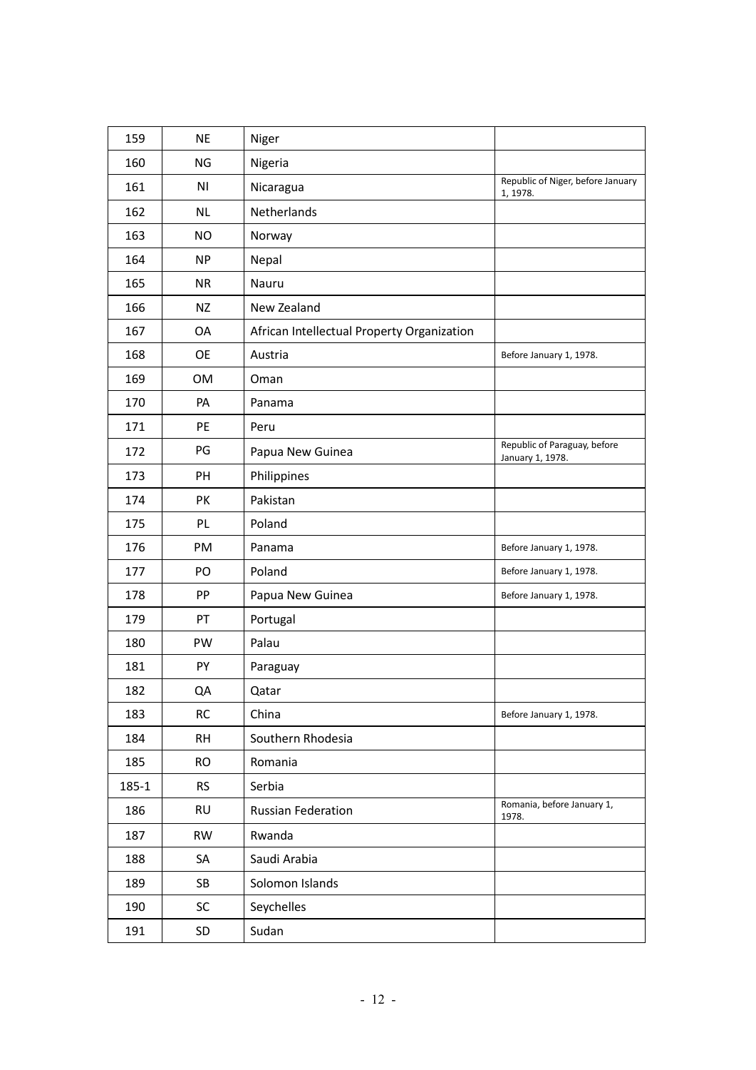| 159 | NE | Niger | |
|---|---|---|---|
| 160 | NG | Nigeria | |
| 161 | NI | Nicaragua | Republic of Niger, before January 1, 1978. |
| 162 | NL | Netherlands | |
| 163 | NO | Norway | |
| 164 | NP | Nepal | |
| 165 | NR | Nauru | |
| 166 | NZ | New Zealand | |
| 167 | OA | African Intellectual Property Organization | |
| 168 | OE | Austria | Before January 1, 1978. |
| 169 | OM | Oman | |
| 170 | PA | Panama | |
| 171 | PE | Peru | |
| 172 | PG | Papua New Guinea | Republic of Paraguay, before January 1, 1978. |
| 173 | PH | Philippines | |
| 174 | PK | Pakistan | |
| 175 | PL | Poland | |
| 176 | PM | Panama | Before January 1, 1978. |
| 177 | PO | Poland | Before January 1, 1978. |
| 178 | PP | Papua New Guinea | Before January 1, 1978. |
| 179 | PT | Portugal | |
| 180 | PW | Palau | |
| 181 | PY | Paraguay | |
| 182 | QA | Qatar | |
| 183 | RC | China | Before January 1, 1978. |
| 184 | RH | Southern Rhodesia | |
| 185 | RO | Romania | |
| 185-1 | RS | Serbia | |
| 186 | RU | Russian Federation | Romania, before January 1, 1978. |
| 187 | RW | Rwanda | |
| 188 | SA | Saudi Arabia | |
| 189 | SB | Solomon Islands | |
| 190 | SC | Seychelles | |
| 191 | SD | Sudan | |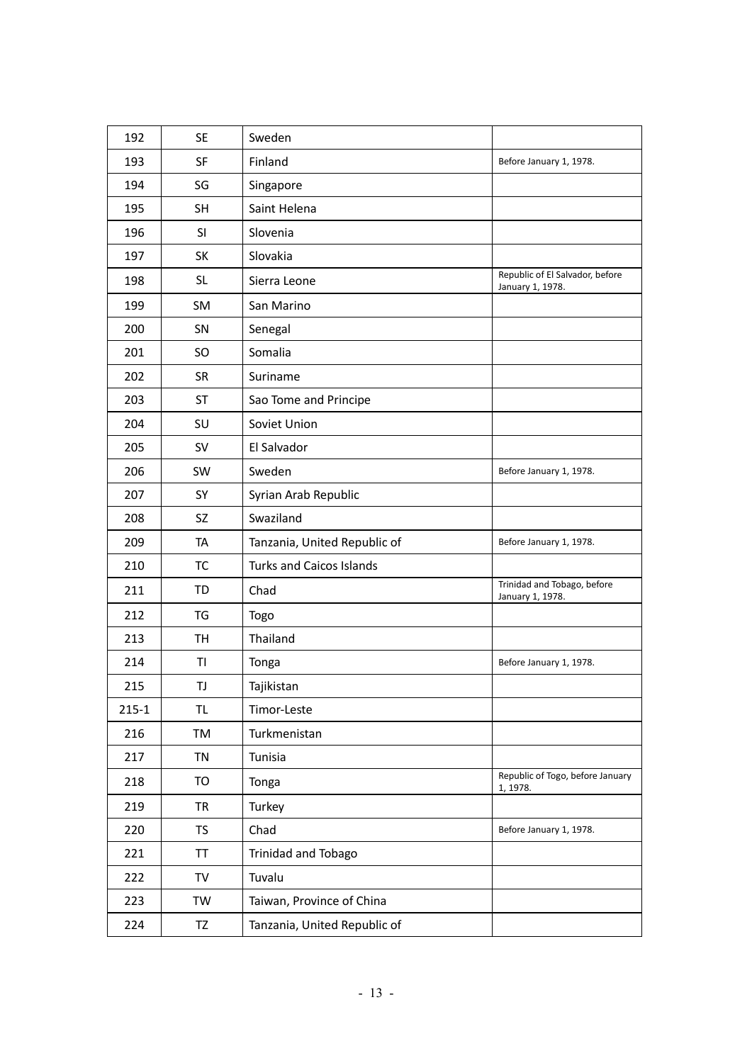| 192 | SE | Sweden | |
|---|---|---|---|
| 193 | SF | Finland | Before January 1, 1978. |
| 194 | SG | Singapore | |
| 195 | SH | Saint Helena | |
| 196 | SI | Slovenia | |
| 197 | SK | Slovakia | |
| 198 | SL | Sierra Leone | Republic of El Salvador, before January 1, 1978. |
| 199 | SM | San Marino | |
| 200 | SN | Senegal | |
| 201 | SO | Somalia | |
| 202 | SR | Suriname | |
| 203 | ST | Sao Tome and Principe | |
| 204 | SU | Soviet Union | |
| 205 | SV | El Salvador | |
| 206 | SW | Sweden | Before January 1, 1978. |
| 207 | SY | Syrian Arab Republic | |
| 208 | SZ | Swaziland | |
| 209 | TA | Tanzania, United Republic of | Before January 1, 1978. |
| 210 | TC | Turks and Caicos Islands | |
| 211 | TD | Chad | Trinidad and Tobago, before January 1, 1978. |
| 212 | TG | Togo | |
| 213 | TH | Thailand | |
| 214 | TI | Tonga | Before January 1, 1978. |
| 215 | TJ | Tajikistan | |
| 215-1 | TL | Timor-Leste | |
| 216 | TM | Turkmenistan | |
| 217 | TN | Tunisia | |
| 218 | TO | Tonga | Republic of Togo, before January 1, 1978. |
| 219 | TR | Turkey | |
| 220 | TS | Chad | Before January 1, 1978. |
| 221 | TT | Trinidad and Tobago | |
| 222 | TV | Tuvalu | |
| 223 | TW | Taiwan, Province of China | |
| 224 | TZ | Tanzania, United Republic of | |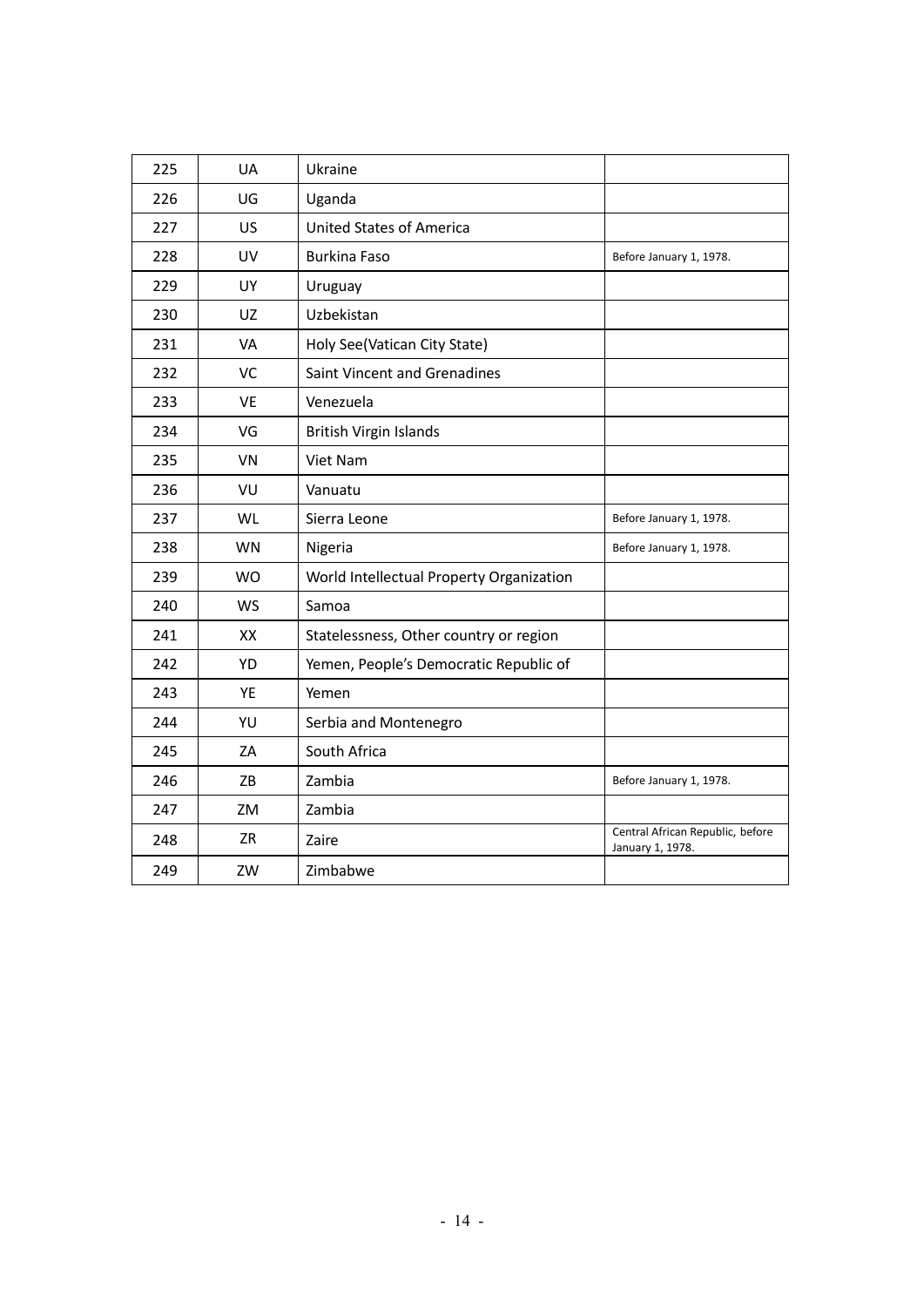| 225 | UA | Ukraine | |
|---|---|---|---|
| 226 | UG | Uganda | |
| 227 | US | United States of America | |
| 228 | UV | Burkina Faso | Before January 1, 1978. |
| 229 | UY | Uruguay | |
| 230 | UZ | Uzbekistan | |
| 231 | VA | Holy See(Vatican City State) | |
| 232 | VC | Saint Vincent and Grenadines | |
| 233 | VE | Venezuela | |
| 234 | VG | British Virgin Islands | |
| 235 | VN | Viet Nam | |
| 236 | VU | Vanuatu | |
| 237 | WL | Sierra Leone | Before January 1, 1978. |
| 238 | WN | Nigeria | Before January 1, 1978. |
| 239 | WO | World Intellectual Property Organization | |
| 240 | WS | Samoa | |
| 241 | XX | Statelessness, Other country or region | |
| 242 | YD | Yemen, People's Democratic Republic of | |
| 243 | YE | Yemen | |
| 244 | YU | Serbia and Montenegro | |
| 245 | ZA | South Africa | |
| 246 | ZB | Zambia | Before January 1, 1978. |
| 247 | ZM | Zambia | |
| 248 | ZR | Zaire | Central African Republic, before January 1, 1978. |
| 249 | ZW | Zimbabwe | |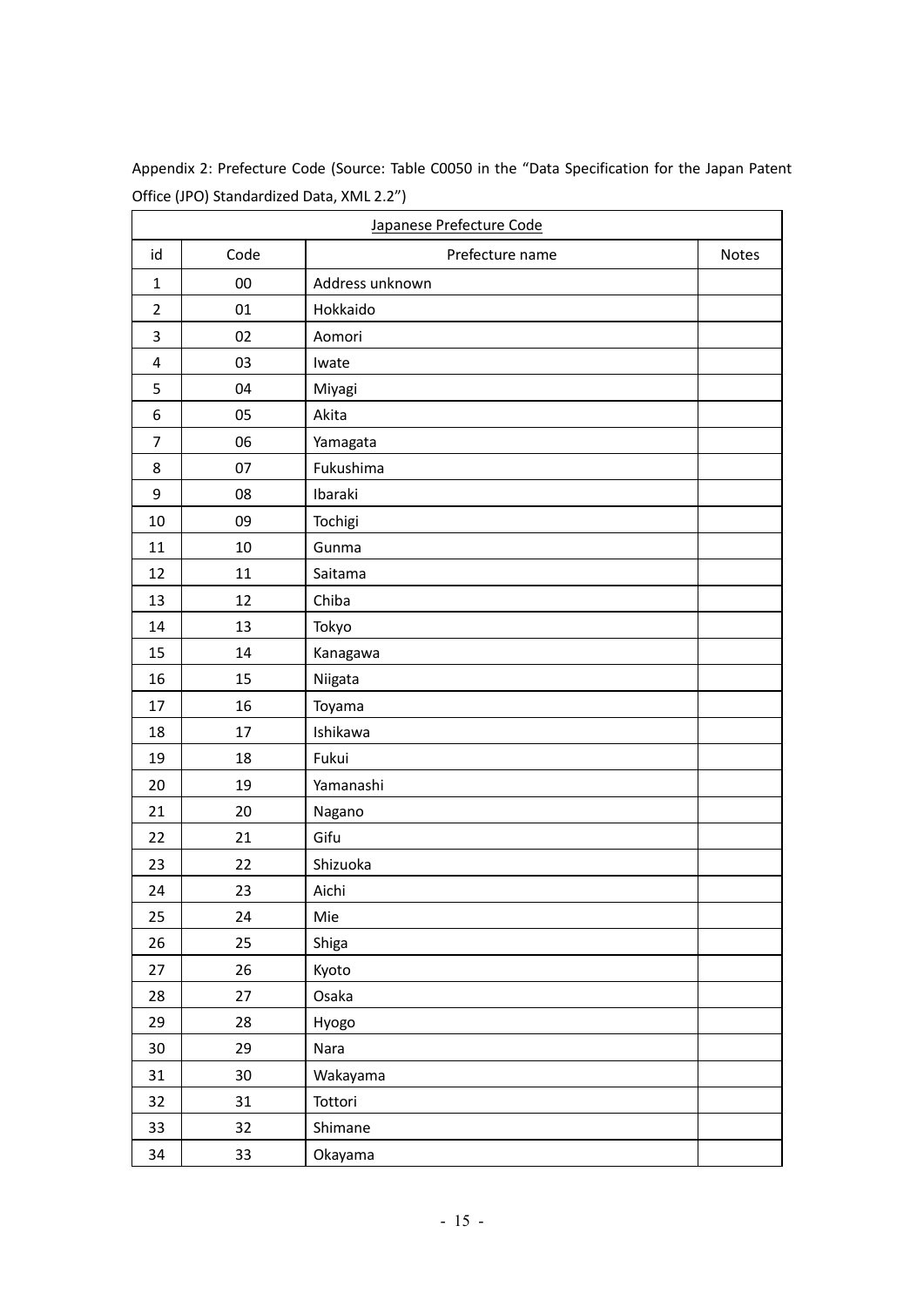Appendix 2: Prefecture Code (Source: Table C0050 in the "Data Specification for the Japan Patent Office (JPO) Standardized Data, XML 2.2")

| Japanese Prefecture Code | | | |
|---|---|---|---|
| id | Code | Prefecture name | Notes |
| 1 | 00 | Address unknown | |
| 2 | 01 | Hokkaido | |
| 3 | 02 | Aomori | |
| 4 | 03 | Iwate | |
| 5 | 04 | Miyagi | |
| 6 | 05 | Akita | |
| 7 | 06 | Yamagata | |
| 8 | 07 | Fukushima | |
| 9 | 08 | Ibaraki | |
| 10 | 09 | Tochigi | |
| 11 | 10 | Gunma | |
| 12 | 11 | Saitama | |
| 13 | 12 | Chiba | |
| 14 | 13 | Tokyo | |
| 15 | 14 | Kanagawa | |
| 16 | 15 | Niigata | |
| 17 | 16 | Toyama | |
| 18 | 17 | Ishikawa | |
| 19 | 18 | Fukui | |
| 20 | 19 | Yamanashi | |
| 21 | 20 | Nagano | |
| 22 | 21 | Gifu | |
| 23 | 22 | Shizuoka | |
| 24 | 23 | Aichi | |
| 25 | 24 | Mie | |
| 26 | 25 | Shiga | |
| 27 | 26 | Kyoto | |
| 28 | 27 | Osaka | |
| 29 | 28 | Hyogo | |
| 30 | 29 | Nara | |
| 31 | 30 | Wakayama | |
| 32 | 31 | Tottori | |
| 33 | 32 | Shimane | |
| 34 | 33 | Okayama | |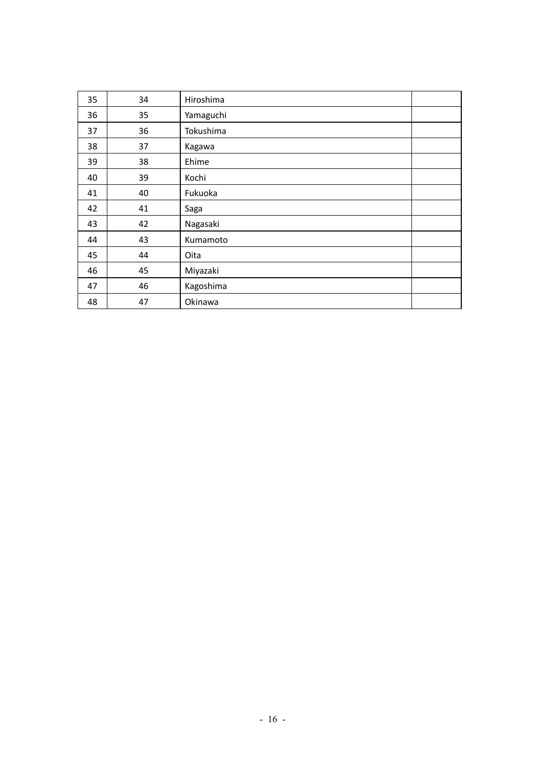| | | | |
|---|---|---|---|
| 35 | 34 | Hiroshima | |
| 36 | 35 | Yamaguchi | |
| 37 | 36 | Tokushima | |
| 38 | 37 | Kagawa | |
| 39 | 38 | Ehime | |
| 40 | 39 | Kochi | |
| 41 | 40 | Fukuoka | |
| 42 | 41 | Saga | |
| 43 | 42 | Nagasaki | |
| 44 | 43 | Kumamoto | |
| 45 | 44 | Oita | |
| 46 | 45 | Miyazaki | |
| 47 | 46 | Kagoshima | |
| 48 | 47 | Okinawa | |